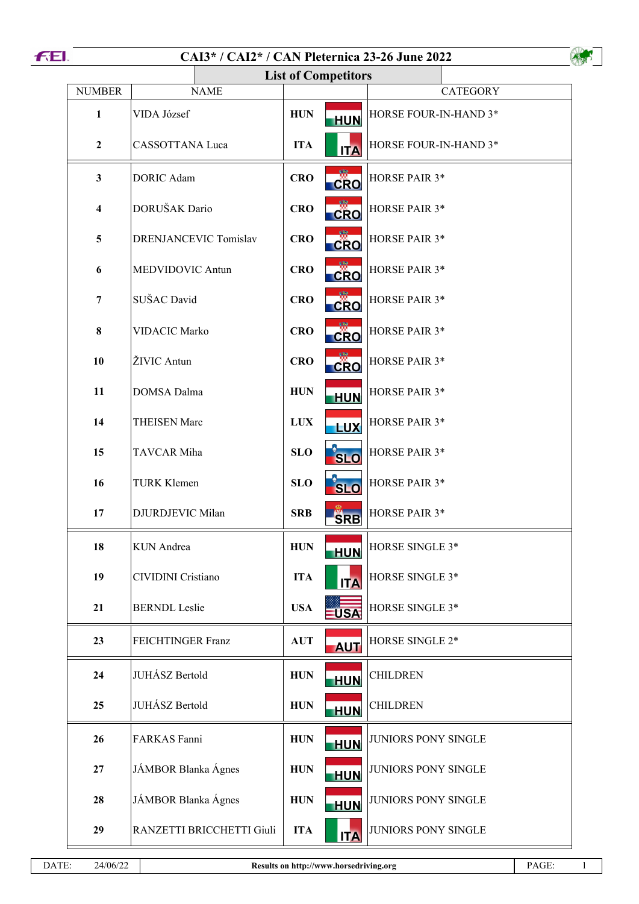# CAI3* / CAI2* / CAN Pleternica 23-26 June 2022

## List of Competitors

| NUMBER | NAME | | CATEGORY |
|---|---|---|---|
| 1 | VIDA József | HUN | HORSE FOUR-IN-HAND 3* |
| 2 | CASSOTTANA Luca | ITA | HORSE FOUR-IN-HAND 3* |
| 3 | DORIC Adam | CRO | HORSE PAIR 3* |
| 4 | DORUŠAK Dario | CRO | HORSE PAIR 3* |
| 5 | DRENJANCEVIC Tomislav | CRO | HORSE PAIR 3* |
| 6 | MEDVIDOVIC Antun | CRO | HORSE PAIR 3* |
| 7 | SUŠAC David | CRO | HORSE PAIR 3* |
| 8 | VIDACIC Marko | CRO | HORSE PAIR 3* |
| 10 | ŽIVIC Antun | CRO | HORSE PAIR 3* |
| 11 | DOMSA Dalma | HUN | HORSE PAIR 3* |
| 14 | THEISEN Marc | LUX | HORSE PAIR 3* |
| 15 | TAVCAR Miha | SLO | HORSE PAIR 3* |
| 16 | TURK Klemen | SLO | HORSE PAIR 3* |
| 17 | DJURDJEVIC Milan | SRB | HORSE PAIR 3* |
| 18 | KUN Andrea | HUN | HORSE SINGLE 3* |
| 19 | CIVIDINI Cristiano | ITA | HORSE SINGLE 3* |
| 21 | BERNDL Leslie | USA | HORSE SINGLE 3* |
| 23 | FEICHTINGER Franz | AUT | HORSE SINGLE 2* |
| 24 | JUHÁSZ Bertold | HUN | CHILDREN |
| 25 | JUHÁSZ Bertold | HUN | CHILDREN |
| 26 | FARKAS Fanni | HUN | JUNIORS PONY SINGLE |
| 27 | JÁMBOR Blanka Ágnes | HUN | JUNIORS PONY SINGLE |
| 28 | JÁMBOR Blanka Ágnes | HUN | JUNIORS PONY SINGLE |
| 29 | RANZETTI BRICCHETTI Giuli | ITA | JUNIORS PONY SINGLE |

DATE: 24/06/22 — Results on http://www.horsedriving.org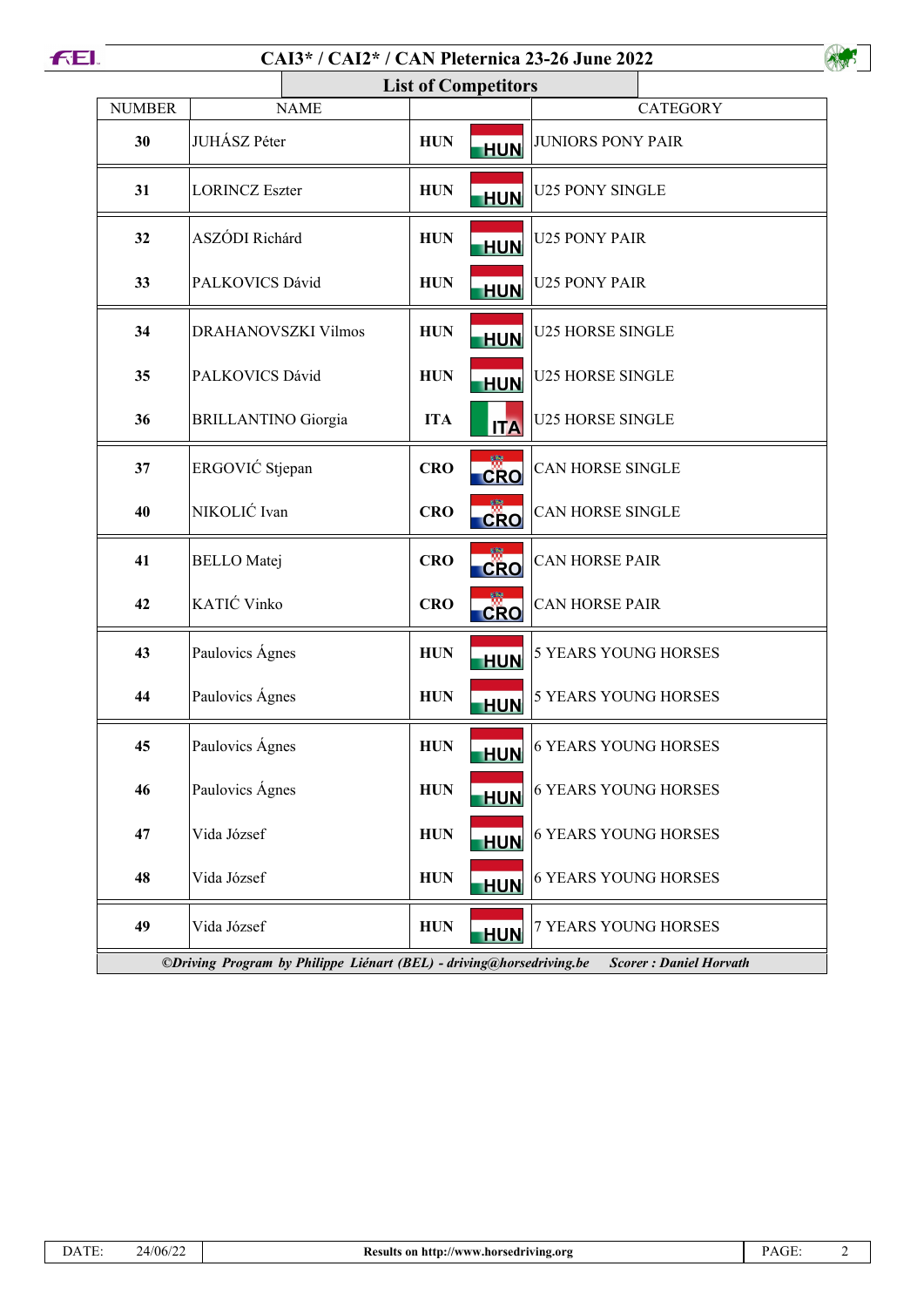# CAI3* / CAI2* / CAN Pleternica 23-26 June 2022

## List of Competitors

| NUMBER | NAME | | | CATEGORY |
|---|---|---|---|---|
| 30 | JUHÁSZ Péter | HUN | HUN | JUNIORS PONY PAIR |
| 31 | LORINCZ Eszter | HUN | HUN | U25 PONY SINGLE |
| 32 | ASZÓDI Richárd | HUN | HUN | U25 PONY PAIR |
| 33 | PALKOVICS Dávid | HUN | HUN | U25 PONY PAIR |
| 34 | DRAHANOVSZKI Vilmos | HUN | HUN | U25 HORSE SINGLE |
| 35 | PALKOVICS Dávid | HUN | HUN | U25 HORSE SINGLE |
| 36 | BRILLANTINO Giorgia | ITA | ITA | U25 HORSE SINGLE |
| 37 | ERGOVIĆ Stjepan | CRO | CRO | CAN HORSE SINGLE |
| 40 | NIKOLIĆ Ivan | CRO | CRO | CAN HORSE SINGLE |
| 41 | BELLO Matej | CRO | CRO | CAN HORSE PAIR |
| 42 | KATIĆ Vinko | CRO | CRO | CAN HORSE PAIR |
| 43 | Paulovics Ágnes | HUN | HUN | 5 YEARS YOUNG HORSES |
| 44 | Paulovics Ágnes | HUN | HUN | 5 YEARS YOUNG HORSES |
| 45 | Paulovics Ágnes | HUN | HUN | 6 YEARS YOUNG HORSES |
| 46 | Paulovics Ágnes | HUN | HUN | 6 YEARS YOUNG HORSES |
| 47 | Vida József | HUN | HUN | 6 YEARS YOUNG HORSES |
| 48 | Vida József | HUN | HUN | 6 YEARS YOUNG HORSES |
| 49 | Vida József | HUN | HUN | 7 YEARS YOUNG HORSES |

*©Driving Program by Philippe Liénart (BEL) - driving@horsedriving.be* *Scorer : Daniel Horvath*

DATE: 24/06/22 **Results on http://www.horsedriving.org**